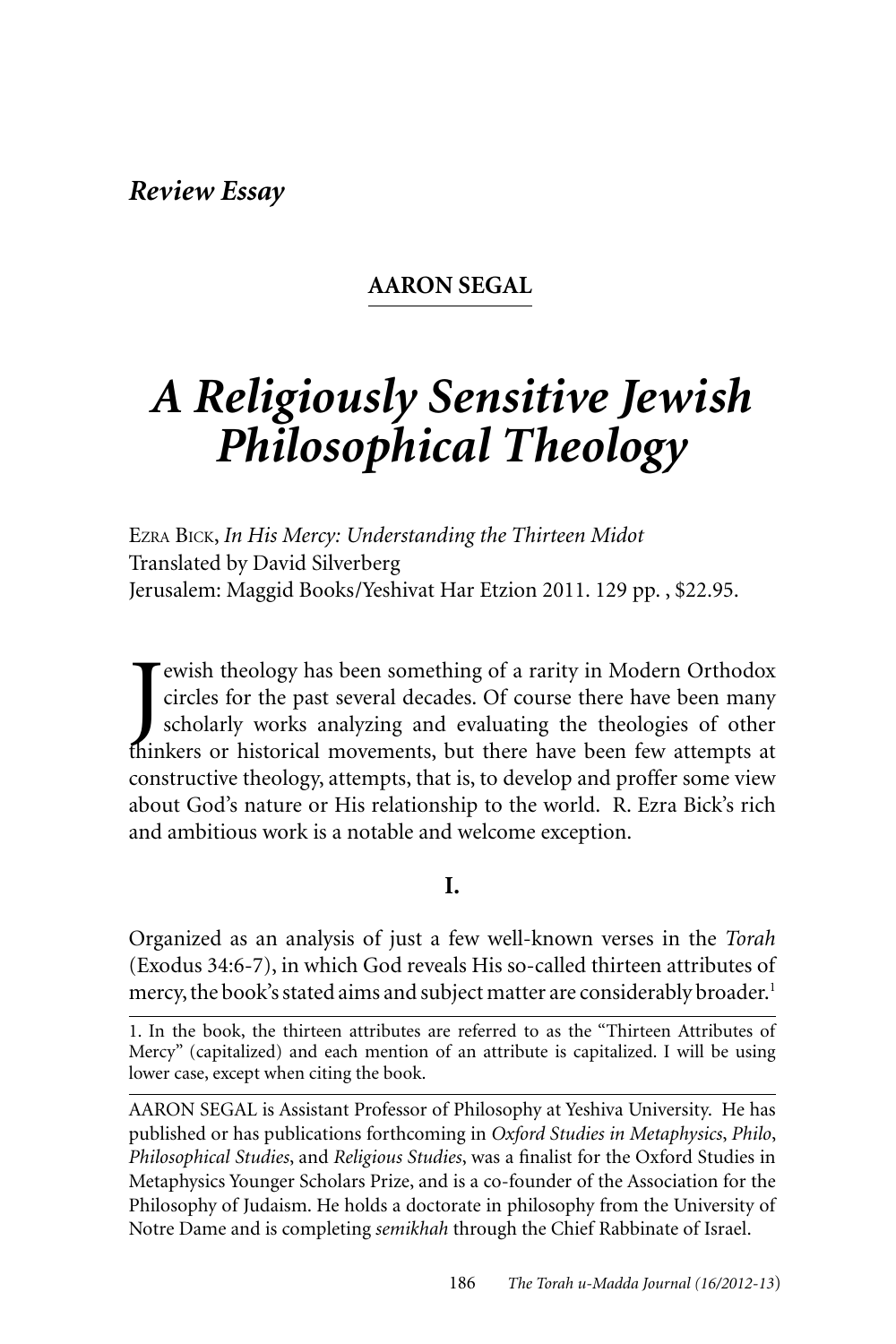*Review Essay*

**AARON SEGAL**

# *A Religiously Sensitive Jewish Philosophical Theology*

Ezra Bick, *In His Mercy: Understanding the Thirteen Midot*
Translated by David Silverberg
Jerusalem: Maggid Books/Yeshivat Har Etzion 2011. 129 pp. , $22.95.

Jewish theology has been something of a rarity in Modern Orthodox circles for the past several decades. Of course there have been many scholarly works analyzing and evaluating the theologies of other thinkers or historical movements, but there have been few attempts at constructive theology, attempts, that is, to develop and proffer some view about God's nature or His relationship to the world. R. Ezra Bick's rich and ambitious work is a notable and welcome exception.

## I.

Organized as an analysis of just a few well-known verses in the *Torah* (Exodus 34:6-7), in which God reveals His so-called thirteen attributes of mercy, the book's stated aims and subject matter are considerably broader.[1]

1. In the book, the thirteen attributes are referred to as the "Thirteen Attributes of Mercy" (capitalized) and each mention of an attribute is capitalized. I will be using lower case, except when citing the book.

AARON SEGAL is Assistant Professor of Philosophy at Yeshiva University. He has published or has publications forthcoming in *Oxford Studies in Metaphysics*, *Philo*, *Philosophical Studies*, and *Religious Studies*, was a finalist for the Oxford Studies in Metaphysics Younger Scholars Prize, and is a co-founder of the Association for the Philosophy of Judaism. He holds a doctorate in philosophy from the University of Notre Dame and is completing *semikhah* through the Chief Rabbinate of Israel.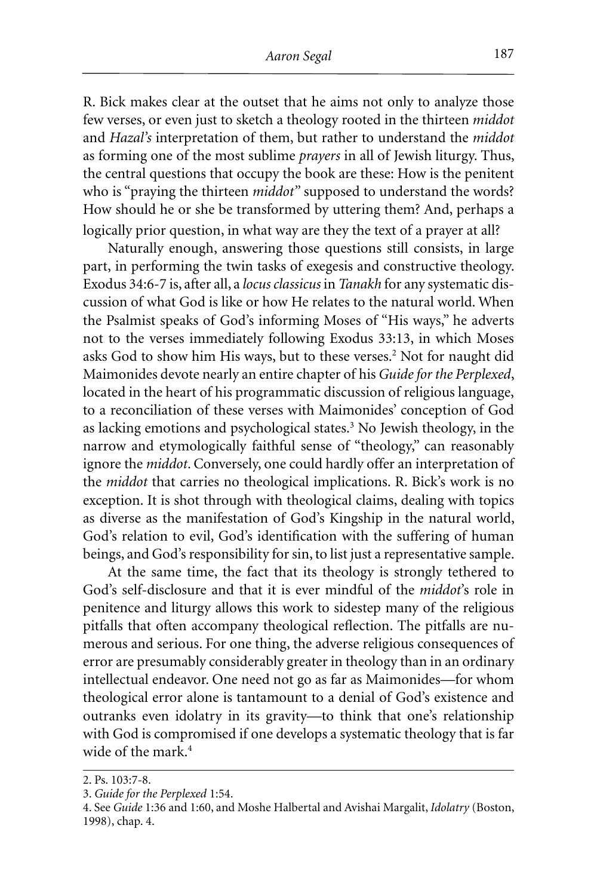R. Bick makes clear at the outset that he aims not only to analyze those few verses, or even just to sketch a theology rooted in the thirteen *middot* and *Hazal's* interpretation of them, but rather to understand the *middot* as forming one of the most sublime *prayers* in all of Jewish liturgy. Thus, the central questions that occupy the book are these: How is the penitent who is "praying the thirteen *middot*" supposed to understand the words? How should he or she be transformed by uttering them? And, perhaps a logically prior question, in what way are they the text of a prayer at all?

Naturally enough, answering those questions still consists, in large part, in performing the twin tasks of exegesis and constructive theology. Exodus 34:6-7 is, after all, a *locus classicus* in *Tanakh* for any systematic discussion of what God is like or how He relates to the natural world. When the Psalmist speaks of God's informing Moses of "His ways," he adverts not to the verses immediately following Exodus 33:13, in which Moses asks God to show him His ways, but to these verses.[2] Not for naught did Maimonides devote nearly an entire chapter of his *Guide for the Perplexed*, located in the heart of his programmatic discussion of religious language, to a reconciliation of these verses with Maimonides' conception of God as lacking emotions and psychological states.[3] No Jewish theology, in the narrow and etymologically faithful sense of "theology," can reasonably ignore the *middot*. Conversely, one could hardly offer an interpretation of the *middot* that carries no theological implications. R. Bick's work is no exception. It is shot through with theological claims, dealing with topics as diverse as the manifestation of God's Kingship in the natural world, God's relation to evil, God's identification with the suffering of human beings, and God's responsibility for sin, to list just a representative sample.

At the same time, the fact that its theology is strongly tethered to God's self-disclosure and that it is ever mindful of the *middot*'s role in penitence and liturgy allows this work to sidestep many of the religious pitfalls that often accompany theological reflection. The pitfalls are numerous and serious. For one thing, the adverse religious consequences of error are presumably considerably greater in theology than in an ordinary intellectual endeavor. One need not go as far as Maimonides—for whom theological error alone is tantamount to a denial of God's existence and outranks even idolatry in its gravity—to think that one's relationship with God is compromised if one develops a systematic theology that is far wide of the mark.[4]

2. Ps. 103:7-8.

3. *Guide for the Perplexed* 1:54.

4. See *Guide* 1:36 and 1:60, and Moshe Halbertal and Avishai Margalit, *Idolatry* (Boston, 1998), chap. 4.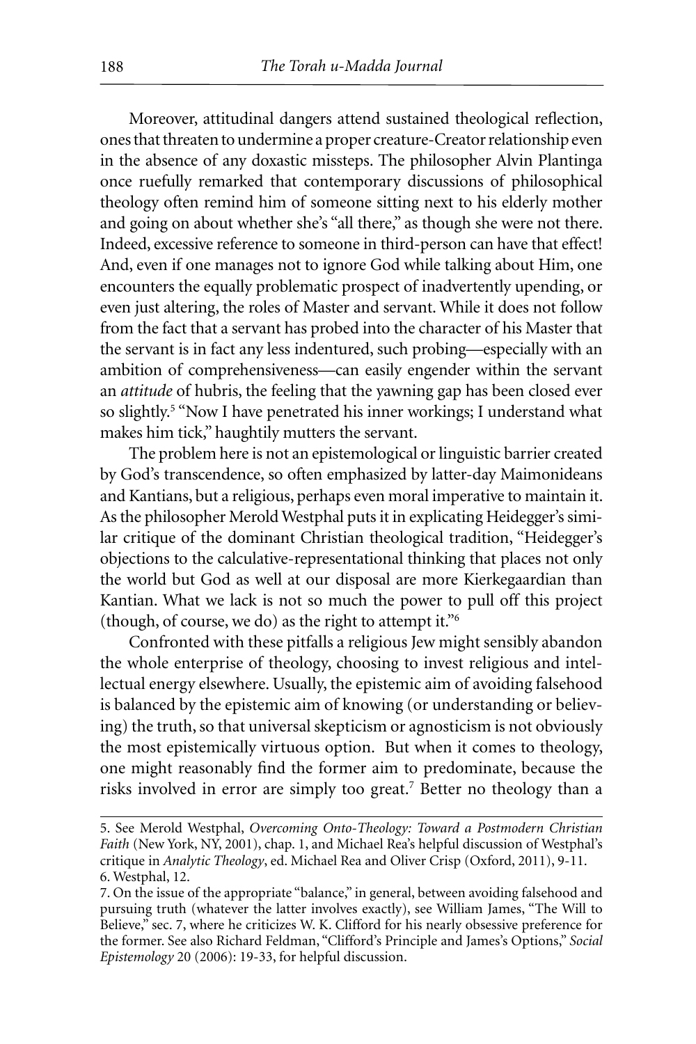Moreover, attitudinal dangers attend sustained theological reflection, ones that threaten to undermine a proper creature-Creator relationship even in the absence of any doxastic missteps. The philosopher Alvin Plantinga once ruefully remarked that contemporary discussions of philosophical theology often remind him of someone sitting next to his elderly mother and going on about whether she's "all there," as though she were not there. Indeed, excessive reference to someone in third-person can have that effect! And, even if one manages not to ignore God while talking about Him, one encounters the equally problematic prospect of inadvertently upending, or even just altering, the roles of Master and servant. While it does not follow from the fact that a servant has probed into the character of his Master that the servant is in fact any less indentured, such probing—especially with an ambition of comprehensiveness—can easily engender within the servant an *attitude* of hubris, the feeling that the yawning gap has been closed ever so slightly.[5] "Now I have penetrated his inner workings; I understand what makes him tick," haughtily mutters the servant.

The problem here is not an epistemological or linguistic barrier created by God's transcendence, so often emphasized by latter-day Maimonideans and Kantians, but a religious, perhaps even moral imperative to maintain it. As the philosopher Merold Westphal puts it in explicating Heidegger's similar critique of the dominant Christian theological tradition, "Heidegger's objections to the calculative-representational thinking that places not only the world but God as well at our disposal are more Kierkegaardian than Kantian. What we lack is not so much the power to pull off this project (though, of course, we do) as the right to attempt it."[6]

Confronted with these pitfalls a religious Jew might sensibly abandon the whole enterprise of theology, choosing to invest religious and intellectual energy elsewhere. Usually, the epistemic aim of avoiding falsehood is balanced by the epistemic aim of knowing (or understanding or believing) the truth, so that universal skepticism or agnosticism is not obviously the most epistemically virtuous option. But when it comes to theology, one might reasonably find the former aim to predominate, because the risks involved in error are simply too great.[7] Better no theology than a

---

5. See Merold Westphal, *Overcoming Onto-Theology: Toward a Postmodern Christian Faith* (New York, NY, 2001), chap. 1, and Michael Rea's helpful discussion of Westphal's critique in *Analytic Theology*, ed. Michael Rea and Oliver Crisp (Oxford, 2011), 9-11.

6. Westphal, 12.

7. On the issue of the appropriate "balance," in general, between avoiding falsehood and pursuing truth (whatever the latter involves exactly), see William James, "The Will to Believe," sec. 7, where he criticizes W. K. Clifford for his nearly obsessive preference for the former. See also Richard Feldman, "Clifford's Principle and James's Options," *Social Epistemology* 20 (2006): 19-33, for helpful discussion.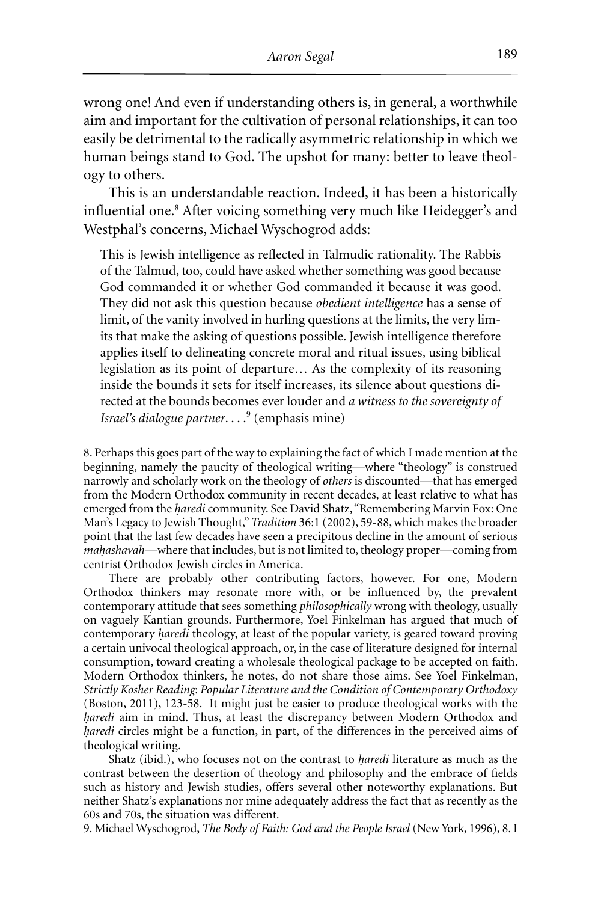wrong one! And even if understanding others is, in general, a worthwhile aim and important for the cultivation of personal relationships, it can too easily be detrimental to the radically asymmetric relationship in which we human beings stand to God. The upshot for many: better to leave theology to others.

This is an understandable reaction. Indeed, it has been a historically influential one.[8] After voicing something very much like Heidegger's and Westphal's concerns, Michael Wyschogrod adds:

> This is Jewish intelligence as reflected in Talmudic rationality. The Rabbis of the Talmud, too, could have asked whether something was good because God commanded it or whether God commanded it because it was good. They did not ask this question because *obedient intelligence* has a sense of limit, of the vanity involved in hurling questions at the limits, the very limits that make the asking of questions possible. Jewish intelligence therefore applies itself to delineating concrete moral and ritual issues, using biblical legislation as its point of departure… As the complexity of its reasoning inside the bounds it sets for itself increases, its silence about questions directed at the bounds becomes ever louder and *a witness to the sovereignty of Israel's dialogue partner*. . . .[9] (emphasis mine)

---

8. Perhaps this goes part of the way to explaining the fact of which I made mention at the beginning, namely the paucity of theological writing—where "theology" is construed narrowly and scholarly work on the theology of *others* is discounted—that has emerged from the Modern Orthodox community in recent decades, at least relative to what has emerged from the *ḥaredi* community. See David Shatz, "Remembering Marvin Fox: One Man's Legacy to Jewish Thought," *Tradition* 36:1 (2002), 59-88, which makes the broader point that the last few decades have seen a precipitous decline in the amount of serious *maḥashavah*—where that includes, but is not limited to, theology proper—coming from centrist Orthodox Jewish circles in America.

There are probably other contributing factors, however. For one, Modern Orthodox thinkers may resonate more with, or be influenced by, the prevalent contemporary attitude that sees something *philosophically* wrong with theology, usually on vaguely Kantian grounds. Furthermore, Yoel Finkelman has argued that much of contemporary *ḥaredi* theology, at least of the popular variety, is geared toward proving a certain univocal theological approach, or, in the case of literature designed for internal consumption, toward creating a wholesale theological package to be accepted on faith. Modern Orthodox thinkers, he notes, do not share those aims. See Yoel Finkelman, *Strictly Kosher Reading*: *Popular Literature and the Condition of Contemporary Orthodoxy* (Boston, 2011), 123-58. It might just be easier to produce theological works with the *ḥaredi* aim in mind. Thus, at least the discrepancy between Modern Orthodox and *ḥaredi* circles might be a function, in part, of the differences in the perceived aims of theological writing.

Shatz (ibid.), who focuses not on the contrast to *ḥaredi* literature as much as the contrast between the desertion of theology and philosophy and the embrace of fields such as history and Jewish studies, offers several other noteworthy explanations. But neither Shatz's explanations nor mine adequately address the fact that as recently as the 60s and 70s, the situation was different.

9. Michael Wyschogrod, *The Body of Faith: God and the People Israel* (New York, 1996), 8. I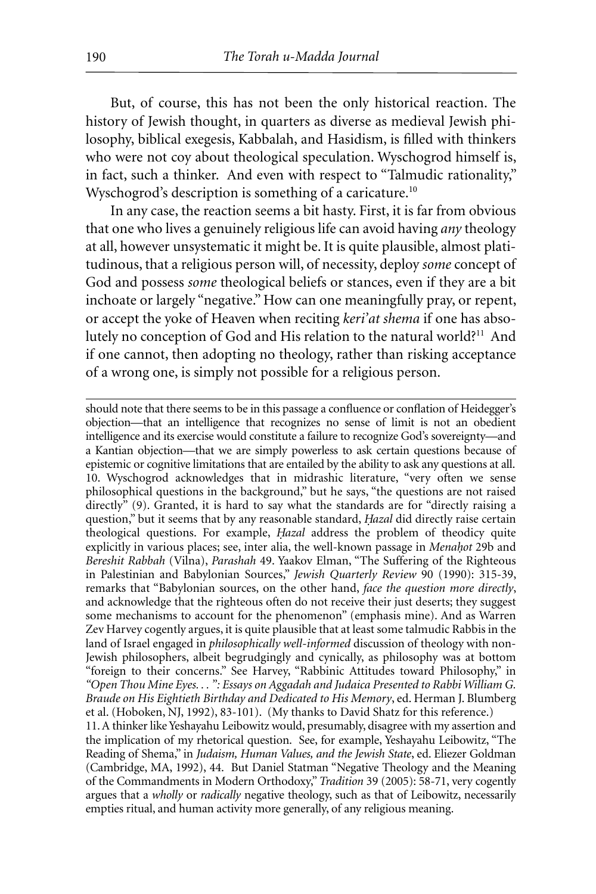But, of course, this has not been the only historical reaction. The history of Jewish thought, in quarters as diverse as medieval Jewish philosophy, biblical exegesis, Kabbalah, and Hasidism, is filled with thinkers who were not coy about theological speculation. Wyschogrod himself is, in fact, such a thinker. And even with respect to "Talmudic rationality," Wyschogrod's description is something of a caricature.[10]

In any case, the reaction seems a bit hasty. First, it is far from obvious that one who lives a genuinely religious life can avoid having *any* theology at all, however unsystematic it might be. It is quite plausible, almost platitudinous, that a religious person will, of necessity, deploy *some* concept of God and possess *some* theological beliefs or stances, even if they are a bit inchoate or largely "negative." How can one meaningfully pray, or repent, or accept the yoke of Heaven when reciting *keri'at shema* if one has absolutely no conception of God and His relation to the natural world?[11] And if one cannot, then adopting no theology, rather than risking acceptance of a wrong one, is simply not possible for a religious person.

---

should note that there seems to be in this passage a confluence or conflation of Heidegger's objection—that an intelligence that recognizes no sense of limit is not an obedient intelligence and its exercise would constitute a failure to recognize God's sovereignty—and a Kantian objection—that we are simply powerless to ask certain questions because of epistemic or cognitive limitations that are entailed by the ability to ask any questions at all.

10. Wyschogrod acknowledges that in midrashic literature, "very often we sense philosophical questions in the background," but he says, "the questions are not raised directly" (9). Granted, it is hard to say what the standards are for "directly raising a question," but it seems that by any reasonable standard, *Ḥazal* did directly raise certain theological questions. For example, *Ḥazal* address the problem of theodicy quite explicitly in various places; see, inter alia, the well-known passage in *Menaḥot* 29b and *Bereshit Rabbah* (Vilna), *Parashah* 49. Yaakov Elman, "The Suffering of the Righteous in Palestinian and Babylonian Sources," *Jewish Quarterly Review* 90 (1990): 315-39, remarks that "Babylonian sources, on the other hand, *face the question more directly*, and acknowledge that the righteous often do not receive their just deserts; they suggest some mechanisms to account for the phenomenon" (emphasis mine). And as Warren Zev Harvey cogently argues, it is quite plausible that at least some talmudic Rabbis in the land of Israel engaged in *philosophically well-informed* discussion of theology with non-Jewish philosophers, albeit begrudgingly and cynically, as philosophy was at bottom "foreign to their concerns." See Harvey, "Rabbinic Attitudes toward Philosophy," in *"Open Thou Mine Eyes. . . ": Essays on Aggadah and Judaica Presented to Rabbi William G. Braude on His Eightieth Birthday and Dedicated to His Memory*, ed. Herman J. Blumberg et al. (Hoboken, NJ, 1992), 83-101). (My thanks to David Shatz for this reference.)

11. A thinker like Yeshayahu Leibowitz would, presumably, disagree with my assertion and the implication of my rhetorical question. See, for example, Yeshayahu Leibowitz, "The Reading of Shema," in *Judaism, Human Values, and the Jewish State*, ed. Eliezer Goldman (Cambridge, MA, 1992), 44. But Daniel Statman "Negative Theology and the Meaning of the Commandments in Modern Orthodoxy," *Tradition* 39 (2005): 58-71, very cogently argues that a *wholly* or *radically* negative theology, such as that of Leibowitz, necessarily empties ritual, and human activity more generally, of any religious meaning.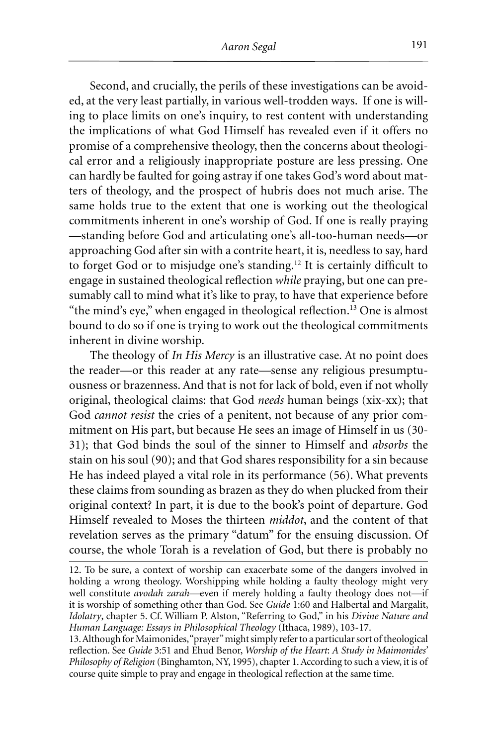Second, and crucially, the perils of these investigations can be avoided, at the very least partially, in various well-trodden ways. If one is willing to place limits on one's inquiry, to rest content with understanding the implications of what God Himself has revealed even if it offers no promise of a comprehensive theology, then the concerns about theological error and a religiously inappropriate posture are less pressing. One can hardly be faulted for going astray if one takes God's word about matters of theology, and the prospect of hubris does not much arise. The same holds true to the extent that one is working out the theological commitments inherent in one's worship of God. If one is really praying —standing before God and articulating one's all-too-human needs—or approaching God after sin with a contrite heart, it is, needless to say, hard to forget God or to misjudge one's standing.[12] It is certainly difficult to engage in sustained theological reflection *while* praying, but one can presumably call to mind what it's like to pray, to have that experience before "the mind's eye," when engaged in theological reflection.[13] One is almost bound to do so if one is trying to work out the theological commitments inherent in divine worship.

The theology of *In His Mercy* is an illustrative case. At no point does the reader—or this reader at any rate—sense any religious presumptuousness or brazenness. And that is not for lack of bold, even if not wholly original, theological claims: that God *needs* human beings (xix-xx); that God *cannot resist* the cries of a penitent, not because of any prior commitment on His part, but because He sees an image of Himself in us (30-31); that God binds the soul of the sinner to Himself and *absorbs* the stain on his soul (90); and that God shares responsibility for a sin because He has indeed played a vital role in its performance (56). What prevents these claims from sounding as brazen as they do when plucked from their original context? In part, it is due to the book's point of departure. God Himself revealed to Moses the thirteen *middot*, and the content of that revelation serves as the primary "datum" for the ensuing discussion. Of course, the whole Torah is a revelation of God, but there is probably no

---

12. To be sure, a context of worship can exacerbate some of the dangers involved in holding a wrong theology. Worshipping while holding a faulty theology might very well constitute *avodah zarah*—even if merely holding a faulty theology does not—if it is worship of something other than God. See *Guide* 1:60 and Halbertal and Margalit, *Idolatry*, chapter 5. Cf. William P. Alston, "Referring to God," in his *Divine Nature and Human Language: Essays in Philosophical Theology* (Ithaca, 1989), 103-17.

13. Although for Maimonides, "prayer" might simply refer to a particular sort of theological reflection. See *Guide* 3:51 and Ehud Benor, *Worship of the Heart*: *A Study in Maimonides' Philosophy of Religion* (Binghamton, NY, 1995), chapter 1. According to such a view, it is of course quite simple to pray and engage in theological reflection at the same time.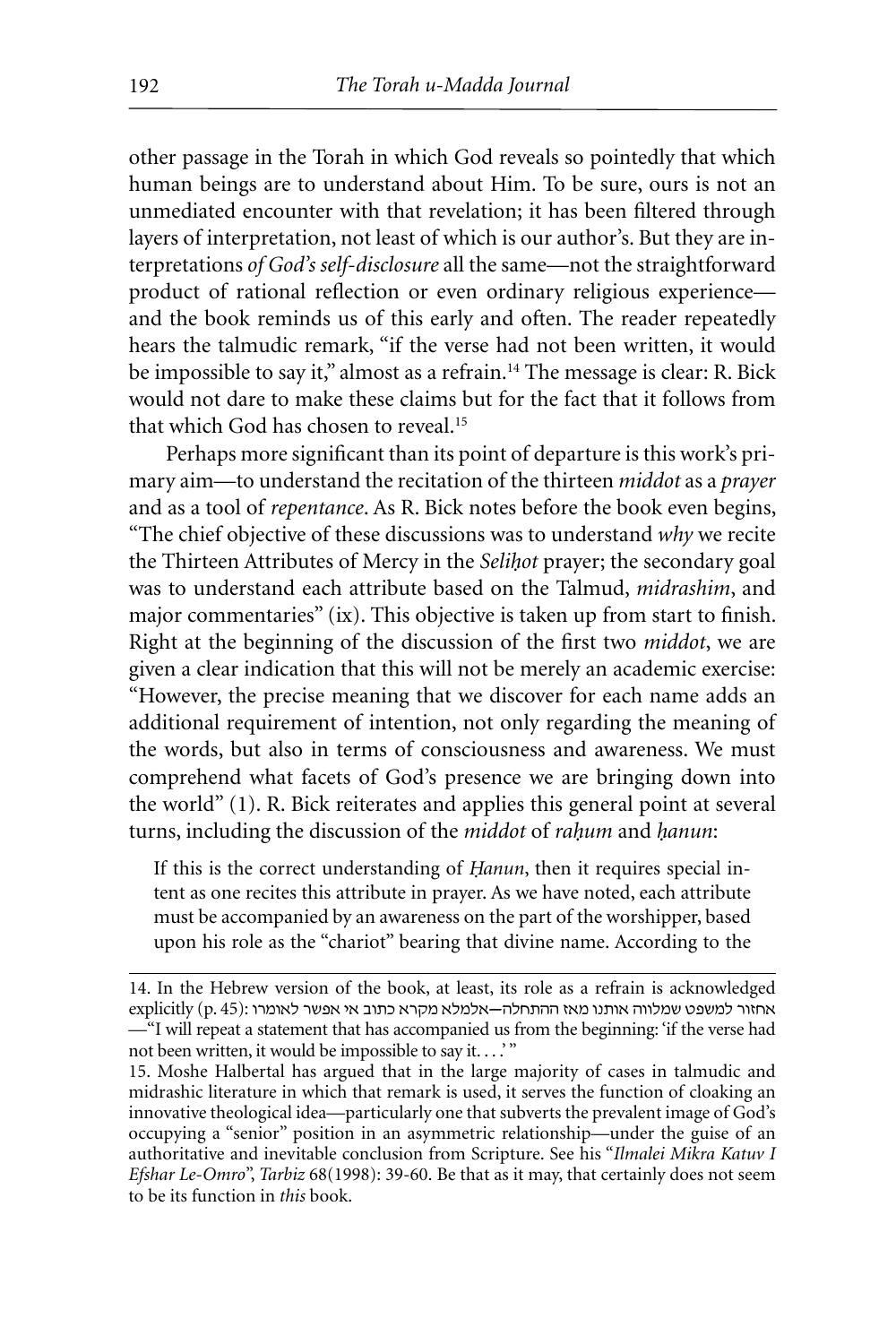other passage in the Torah in which God reveals so pointedly that which human beings are to understand about Him. To be sure, ours is not an unmediated encounter with that revelation; it has been filtered through layers of interpretation, not least of which is our author's. But they are interpretations *of God's self-disclosure* all the same—not the straightforward product of rational reflection or even ordinary religious experience—and the book reminds us of this early and often. The reader repeatedly hears the talmudic remark, "if the verse had not been written, it would be impossible to say it," almost as a refrain.[14] The message is clear: R. Bick would not dare to make these claims but for the fact that it follows from that which God has chosen to reveal.[15]

Perhaps more significant than its point of departure is this work's primary aim—to understand the recitation of the thirteen *middot* as a *prayer* and as a tool of *repentance*. As R. Bick notes before the book even begins, "The chief objective of these discussions was to understand *why* we recite the Thirteen Attributes of Mercy in the *Seliḥot* prayer; the secondary goal was to understand each attribute based on the Talmud, *midrashim*, and major commentaries" (ix). This objective is taken up from start to finish. Right at the beginning of the discussion of the first two *middot*, we are given a clear indication that this will not be merely an academic exercise: "However, the precise meaning that we discover for each name adds an additional requirement of intention, not only regarding the meaning of the words, but also in terms of consciousness and awareness. We must comprehend what facets of God's presence we are bringing down into the world" (1). R. Bick reiterates and applies this general point at several turns, including the discussion of the *middot* of *raḥum* and *ḥanun*:

> If this is the correct understanding of *Ḥanun*, then it requires special intent as one recites this attribute in prayer. As we have noted, each attribute must be accompanied by an awareness on the part of the worshipper, based upon his role as the "chariot" bearing that divine name. According to the

---

14. In the Hebrew version of the book, at least, its role as a refrain is acknowledged explicitly (p. 45): אחזור למשפט שמלווה אותנו מאז ההתחלה—אלמלא מקרא כתוב אי אפשר לאומרו —"I will repeat a statement that has accompanied us from the beginning: 'if the verse had not been written, it would be impossible to say it. . . .' "

15. Moshe Halbertal has argued that in the large majority of cases in talmudic and midrashic literature in which that remark is used, it serves the function of cloaking an innovative theological idea—particularly one that subverts the prevalent image of God's occupying a "senior" position in an asymmetric relationship—under the guise of an authoritative and inevitable conclusion from Scripture. See his "*Ilmalei Mikra Katuv I Efshar Le-Omro*", *Tarbiz* 68(1998): 39-60. Be that as it may, that certainly does not seem to be its function in *this* book.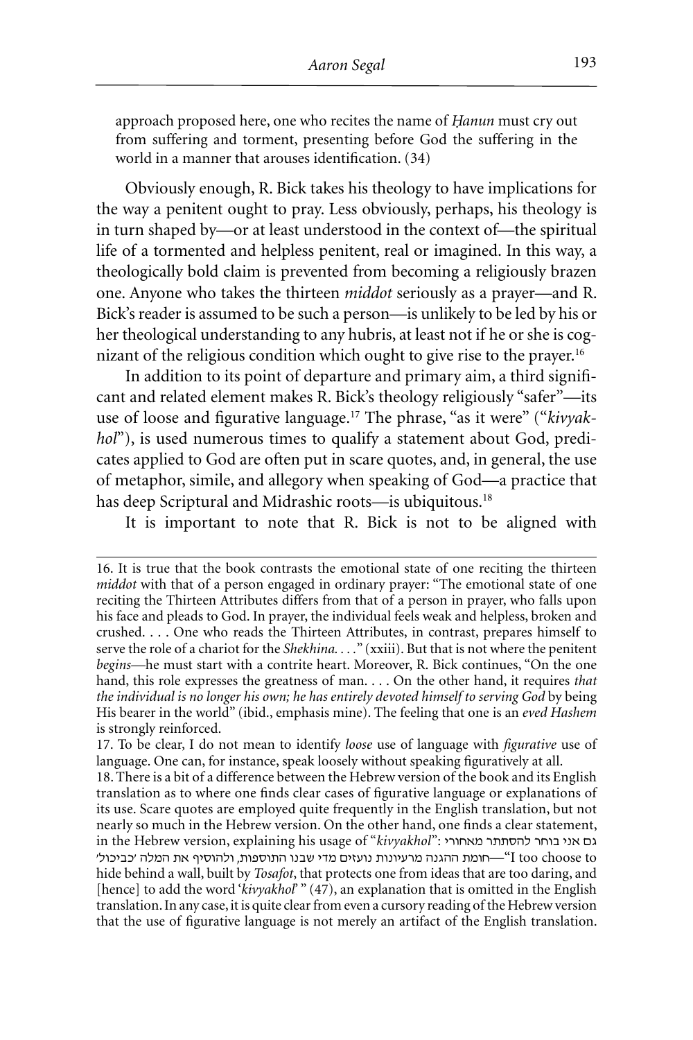approach proposed here, one who recites the name of *Ḥanun* must cry out from suffering and torment, presenting before God the suffering in the world in a manner that arouses identification. (34)

Obviously enough, R. Bick takes his theology to have implications for the way a penitent ought to pray. Less obviously, perhaps, his theology is in turn shaped by—or at least understood in the context of—the spiritual life of a tormented and helpless penitent, real or imagined. In this way, a theologically bold claim is prevented from becoming a religiously brazen one. Anyone who takes the thirteen *middot* seriously as a prayer—and R. Bick's reader is assumed to be such a person—is unlikely to be led by his or her theological understanding to any hubris, at least not if he or she is cognizant of the religious condition which ought to give rise to the prayer.[16]

In addition to its point of departure and primary aim, a third significant and related element makes R. Bick's theology religiously "safer"—its use of loose and figurative language.[17] The phrase, "as it were" ("*kivyakhol*"), is used numerous times to qualify a statement about God, predicates applied to God are often put in scare quotes, and, in general, the use of metaphor, simile, and allegory when speaking of God—a practice that has deep Scriptural and Midrashic roots—is ubiquitous.[18]

It is important to note that R. Bick is not to be aligned with

---

16. It is true that the book contrasts the emotional state of one reciting the thirteen *middot* with that of a person engaged in ordinary prayer: "The emotional state of one reciting the Thirteen Attributes differs from that of a person in prayer, who falls upon his face and pleads to God. In prayer, the individual feels weak and helpless, broken and crushed. . . . One who reads the Thirteen Attributes, in contrast, prepares himself to serve the role of a chariot for the *Shekhina*. . . ." (xxiii). But that is not where the penitent *begins*—he must start with a contrite heart. Moreover, R. Bick continues, "On the one hand, this role expresses the greatness of man. . . . On the other hand, it requires *that the individual is no longer his own; he has entirely devoted himself to serving God* by being His bearer in the world" (ibid., emphasis mine). The feeling that one is an *eved Hashem* is strongly reinforced.

17. To be clear, I do not mean to identify *loose* use of language with *figurative* use of language. One can, for instance, speak loosely without speaking figuratively at all.

18. There is a bit of a difference between the Hebrew version of the book and its English translation as to where one finds clear cases of figurative language or explanations of its use. Scare quotes are employed quite frequently in the English translation, but not nearly so much in the Hebrew version. On the other hand, one finds a clear statement, in the Hebrew version, explaining his usage of "*kivyakhol*": גם אני בוחר להסתתר מאחורי חומת ההגנה מרעיונות נועזים מדי שבנו התוספות, ולהוסיף את המלה 'כביכול'—"I too choose to hide behind a wall, built by *Tosafot*, that protects one from ideas that are too daring, and [hence] to add the word '*kivyakhol*' " (47), an explanation that is omitted in the English translation. In any case, it is quite clear from even a cursory reading of the Hebrew version that the use of figurative language is not merely an artifact of the English translation.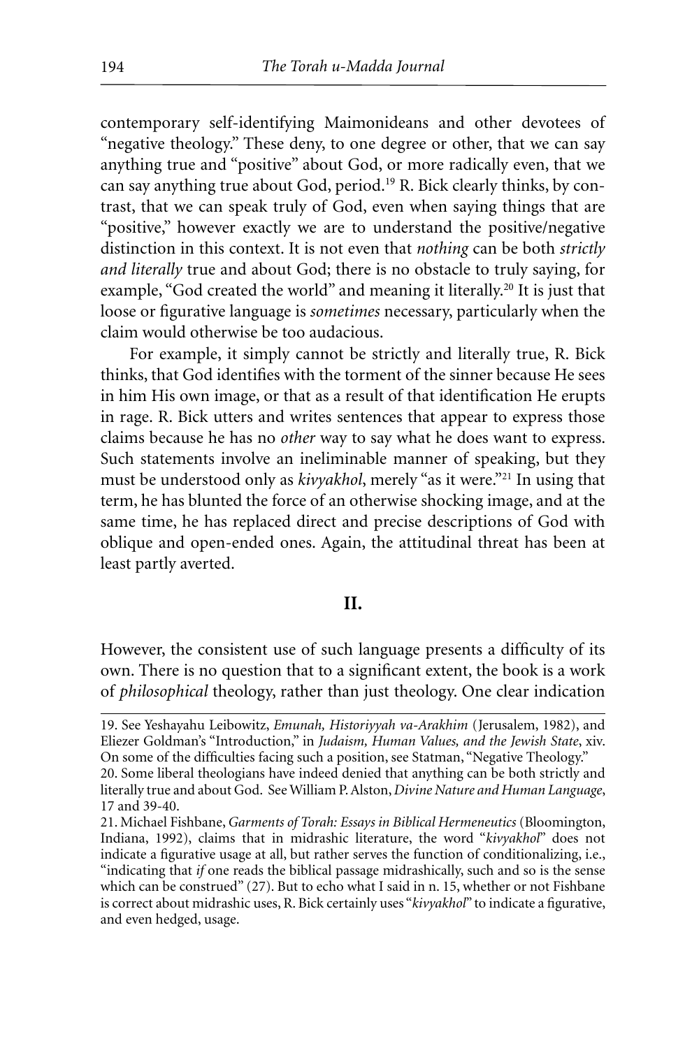contemporary self-identifying Maimonideans and other devotees of "negative theology." These deny, to one degree or other, that we can say anything true and "positive" about God, or more radically even, that we can say anything true about God, period.[19] R. Bick clearly thinks, by contrast, that we can speak truly of God, even when saying things that are "positive," however exactly we are to understand the positive/negative distinction in this context. It is not even that *nothing* can be both *strictly and literally* true and about God; there is no obstacle to truly saying, for example, "God created the world" and meaning it literally.[20] It is just that loose or figurative language is *sometimes* necessary, particularly when the claim would otherwise be too audacious.

For example, it simply cannot be strictly and literally true, R. Bick thinks, that God identifies with the torment of the sinner because He sees in him His own image, or that as a result of that identification He erupts in rage. R. Bick utters and writes sentences that appear to express those claims because he has no *other* way to say what he does want to express. Such statements involve an ineliminable manner of speaking, but they must be understood only as *kivyakhol*, merely "as it were."[21] In using that term, he has blunted the force of an otherwise shocking image, and at the same time, he has replaced direct and precise descriptions of God with oblique and open-ended ones. Again, the attitudinal threat has been at least partly averted.

## II.

However, the consistent use of such language presents a difficulty of its own. There is no question that to a significant extent, the book is a work of *philosophical* theology, rather than just theology. One clear indication

---

19. See Yeshayahu Leibowitz, *Emunah, Historiyyah va-Arakhim* (Jerusalem, 1982), and Eliezer Goldman's "Introduction," in *Judaism, Human Values, and the Jewish State*, xiv. On some of the difficulties facing such a position, see Statman, "Negative Theology."

20. Some liberal theologians have indeed denied that anything can be both strictly and literally true and about God. See William P. Alston, *Divine Nature and Human Language*, 17 and 39-40.

21. Michael Fishbane, *Garments of Torah: Essays in Biblical Hermeneutics* (Bloomington, Indiana, 1992), claims that in midrashic literature, the word "*kivyakhol*" does not indicate a figurative usage at all, but rather serves the function of conditionalizing, i.e., "indicating that *if* one reads the biblical passage midrashically, such and so is the sense which can be construed" (27). But to echo what I said in n. 15, whether or not Fishbane is correct about midrashic uses, R. Bick certainly uses "*kivyakhol*" to indicate a figurative, and even hedged, usage.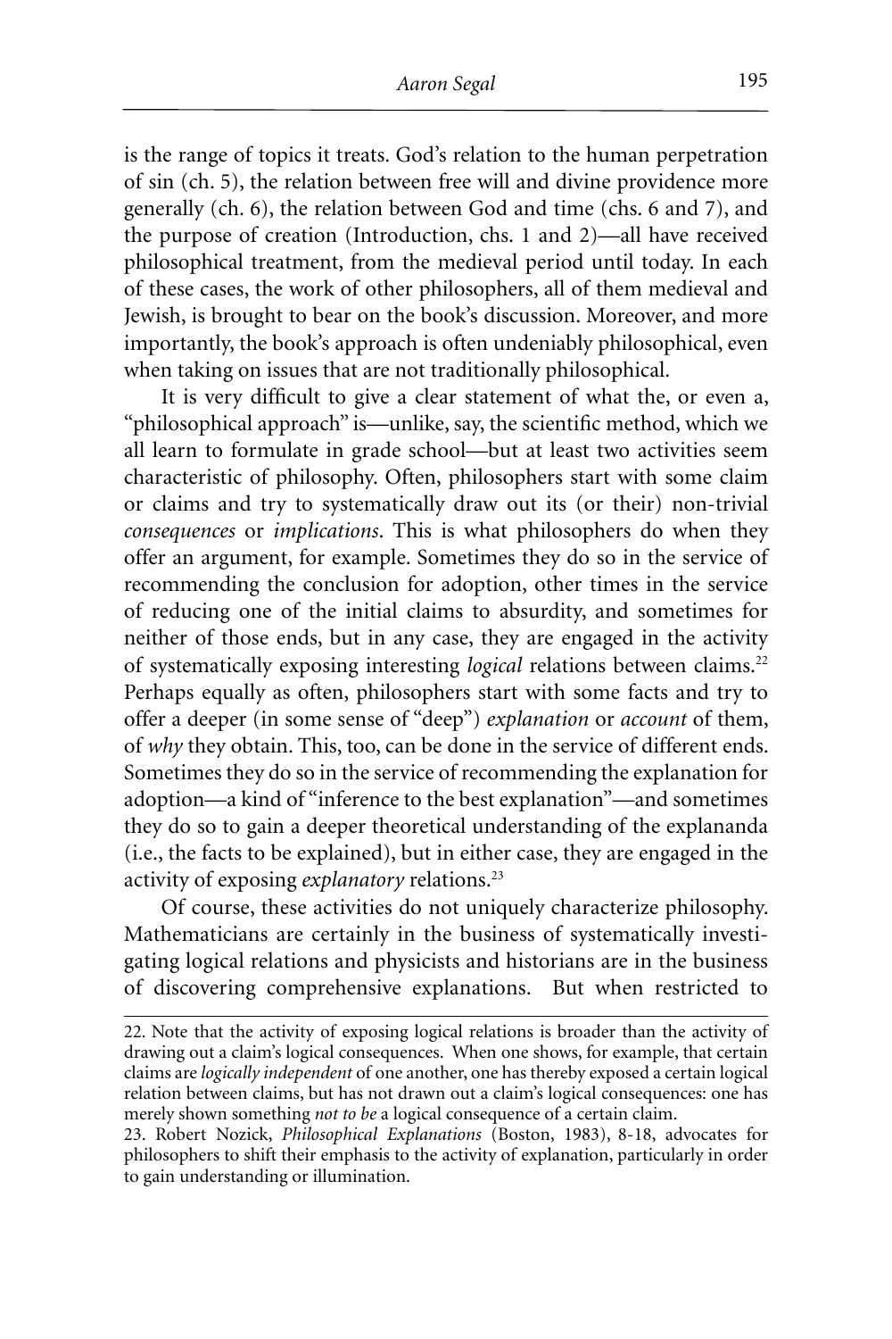is the range of topics it treats. God's relation to the human perpetration of sin (ch. 5), the relation between free will and divine providence more generally (ch. 6), the relation between God and time (chs. 6 and 7), and the purpose of creation (Introduction, chs. 1 and 2)—all have received philosophical treatment, from the medieval period until today. In each of these cases, the work of other philosophers, all of them medieval and Jewish, is brought to bear on the book's discussion. Moreover, and more importantly, the book's approach is often undeniably philosophical, even when taking on issues that are not traditionally philosophical.

It is very difficult to give a clear statement of what the, or even a, "philosophical approach" is—unlike, say, the scientific method, which we all learn to formulate in grade school—but at least two activities seem characteristic of philosophy. Often, philosophers start with some claim or claims and try to systematically draw out its (or their) non-trivial *consequences* or *implications*. This is what philosophers do when they offer an argument, for example. Sometimes they do so in the service of recommending the conclusion for adoption, other times in the service of reducing one of the initial claims to absurdity, and sometimes for neither of those ends, but in any case, they are engaged in the activity of systematically exposing interesting *logical* relations between claims.[22] Perhaps equally as often, philosophers start with some facts and try to offer a deeper (in some sense of "deep") *explanation* or *account* of them, of *why* they obtain. This, too, can be done in the service of different ends. Sometimes they do so in the service of recommending the explanation for adoption—a kind of "inference to the best explanation"—and sometimes they do so to gain a deeper theoretical understanding of the explananda (i.e., the facts to be explained), but in either case, they are engaged in the activity of exposing *explanatory* relations.[23]

Of course, these activities do not uniquely characterize philosophy. Mathematicians are certainly in the business of systematically investigating logical relations and physicists and historians are in the business of discovering comprehensive explanations. But when restricted to

---

22. Note that the activity of exposing logical relations is broader than the activity of drawing out a claim's logical consequences. When one shows, for example, that certain claims are *logically independent* of one another, one has thereby exposed a certain logical relation between claims, but has not drawn out a claim's logical consequences: one has merely shown something *not to be* a logical consequence of a certain claim.

23. Robert Nozick, *Philosophical Explanations* (Boston, 1983), 8-18, advocates for philosophers to shift their emphasis to the activity of explanation, particularly in order to gain understanding or illumination.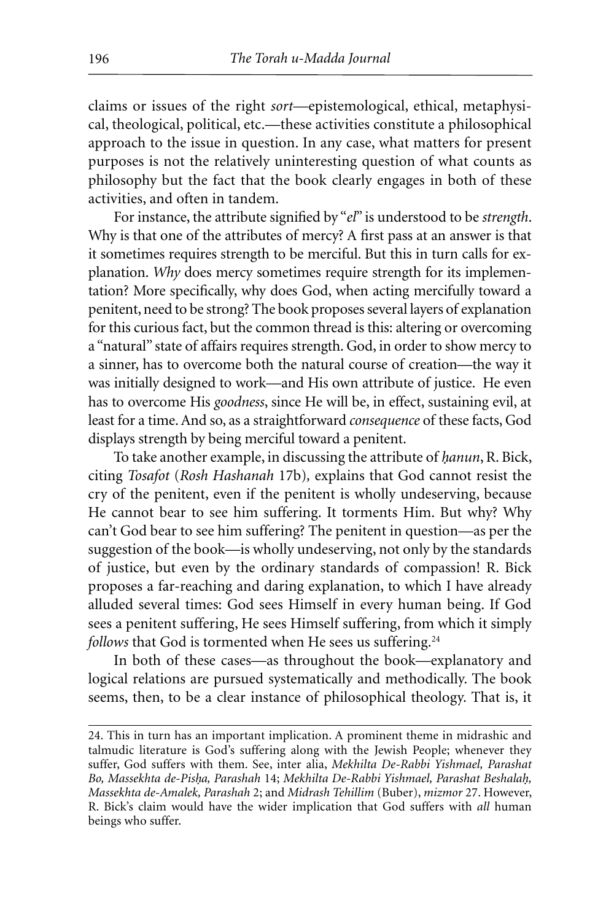claims or issues of the right *sort*—epistemological, ethical, metaphysical, theological, political, etc.—these activities constitute a philosophical approach to the issue in question. In any case, what matters for present purposes is not the relatively uninteresting question of what counts as philosophy but the fact that the book clearly engages in both of these activities, and often in tandem.

For instance, the attribute signified by "*el*" is understood to be *strength*. Why is that one of the attributes of mercy? A first pass at an answer is that it sometimes requires strength to be merciful. But this in turn calls for explanation. *Why* does mercy sometimes require strength for its implementation? More specifically, why does God, when acting mercifully toward a penitent, need to be strong? The book proposes several layers of explanation for this curious fact, but the common thread is this: altering or overcoming a "natural" state of affairs requires strength. God, in order to show mercy to a sinner, has to overcome both the natural course of creation—the way it was initially designed to work—and His own attribute of justice. He even has to overcome His *goodness*, since He will be, in effect, sustaining evil, at least for a time. And so, as a straightforward *consequence* of these facts, God displays strength by being merciful toward a penitent.

To take another example, in discussing the attribute of *ḥanun*, R. Bick, citing *Tosafot* (*Rosh Hashanah* 17b), explains that God cannot resist the cry of the penitent, even if the penitent is wholly undeserving, because He cannot bear to see him suffering. It torments Him. But why? Why can't God bear to see him suffering? The penitent in question—as per the suggestion of the book—is wholly undeserving, not only by the standards of justice, but even by the ordinary standards of compassion! R. Bick proposes a far-reaching and daring explanation, to which I have already alluded several times: God sees Himself in every human being. If God sees a penitent suffering, He sees Himself suffering, from which it simply *follows* that God is tormented when He sees us suffering.[24]

In both of these cases—as throughout the book—explanatory and logical relations are pursued systematically and methodically. The book seems, then, to be a clear instance of philosophical theology. That is, it

---

24. This in turn has an important implication. A prominent theme in midrashic and talmudic literature is God's suffering along with the Jewish People; whenever they suffer, God suffers with them. See, inter alia, *Mekhilta De-Rabbi Yishmael, Parashat Bo, Massekhta de-Pisḥa, Parashah* 14; *Mekhilta De-Rabbi Yishmael, Parashat Beshalaḥ, Massekhta de-Amalek, Parashah* 2; and *Midrash Tehillim* (Buber), *mizmor* 27. However, R. Bick's claim would have the wider implication that God suffers with *all* human beings who suffer.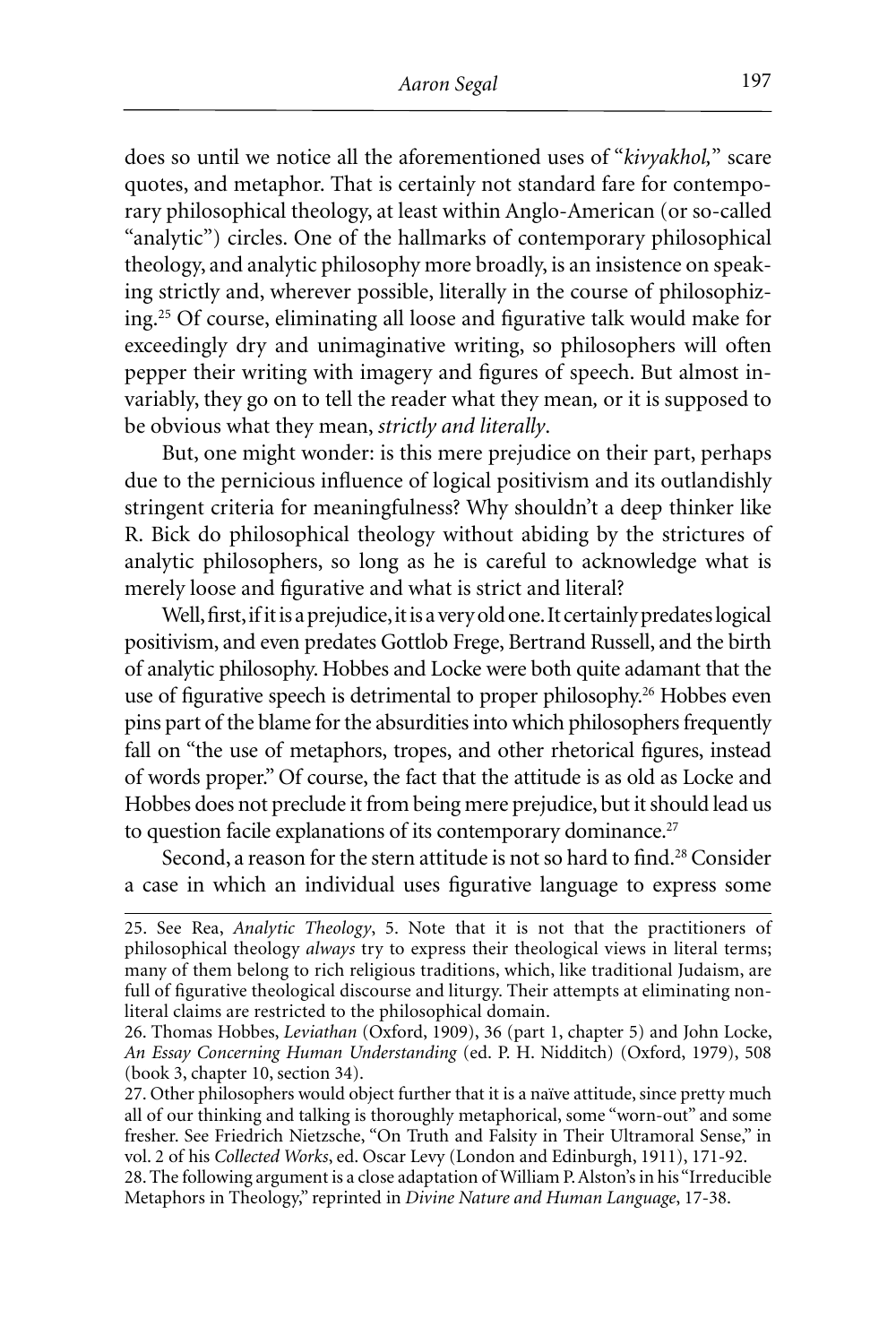does so until we notice all the aforementioned uses of "*kivyakhol,*" scare quotes, and metaphor. That is certainly not standard fare for contemporary philosophical theology, at least within Anglo-American (or so-called "analytic") circles. One of the hallmarks of contemporary philosophical theology, and analytic philosophy more broadly, is an insistence on speaking strictly and, wherever possible, literally in the course of philosophizing.[25] Of course, eliminating all loose and figurative talk would make for exceedingly dry and unimaginative writing, so philosophers will often pepper their writing with imagery and figures of speech. But almost invariably, they go on to tell the reader what they mean, or it is supposed to be obvious what they mean, *strictly and literally*.

But, one might wonder: is this mere prejudice on their part, perhaps due to the pernicious influence of logical positivism and its outlandishly stringent criteria for meaningfulness? Why shouldn't a deep thinker like R. Bick do philosophical theology without abiding by the strictures of analytic philosophers, so long as he is careful to acknowledge what is merely loose and figurative and what is strict and literal?

Well, first, if it is a prejudice, it is a very old one. It certainly predates logical positivism, and even predates Gottlob Frege, Bertrand Russell, and the birth of analytic philosophy. Hobbes and Locke were both quite adamant that the use of figurative speech is detrimental to proper philosophy.[26] Hobbes even pins part of the blame for the absurdities into which philosophers frequently fall on "the use of metaphors, tropes, and other rhetorical figures, instead of words proper." Of course, the fact that the attitude is as old as Locke and Hobbes does not preclude it from being mere prejudice, but it should lead us to question facile explanations of its contemporary dominance.[27]

Second, a reason for the stern attitude is not so hard to find.[28] Consider a case in which an individual uses figurative language to express some

---

25. See Rea, *Analytic Theology*, 5. Note that it is not that the practitioners of philosophical theology *always* try to express their theological views in literal terms; many of them belong to rich religious traditions, which, like traditional Judaism, are full of figurative theological discourse and liturgy. Their attempts at eliminating nonliteral claims are restricted to the philosophical domain.

26. Thomas Hobbes, *Leviathan* (Oxford, 1909), 36 (part 1, chapter 5) and John Locke, *An Essay Concerning Human Understanding* (ed. P. H. Nidditch) (Oxford, 1979), 508 (book 3, chapter 10, section 34).

27. Other philosophers would object further that it is a naïve attitude, since pretty much all of our thinking and talking is thoroughly metaphorical, some "worn-out" and some fresher. See Friedrich Nietzsche, "On Truth and Falsity in Their Ultramoral Sense," in vol. 2 of his *Collected Works*, ed. Oscar Levy (London and Edinburgh, 1911), 171-92.

28. The following argument is a close adaptation of William P. Alston's in his "Irreducible Metaphors in Theology," reprinted in *Divine Nature and Human Language*, 17-38.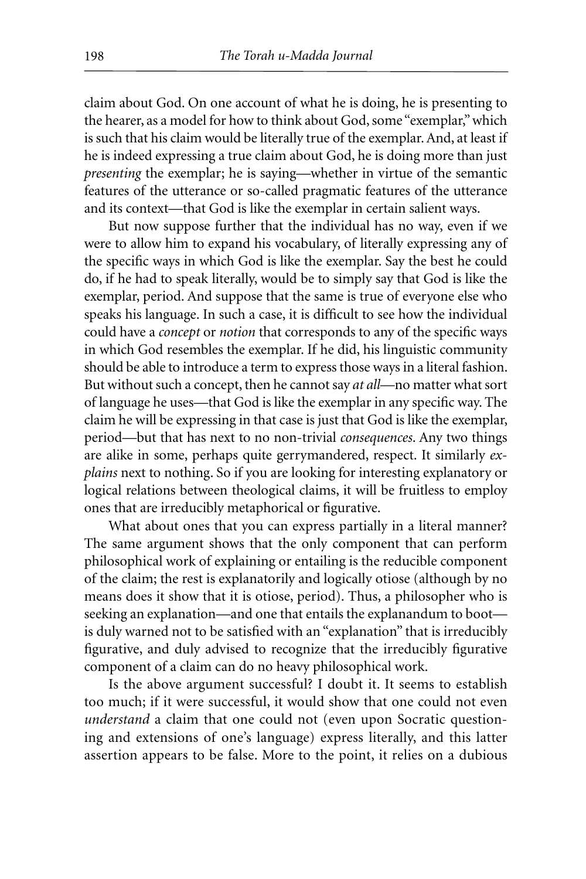claim about God. On one account of what he is doing, he is presenting to the hearer, as a model for how to think about God, some "exemplar," which is such that his claim would be literally true of the exemplar. And, at least if he is indeed expressing a true claim about God, he is doing more than just *presenting* the exemplar; he is saying—whether in virtue of the semantic features of the utterance or so-called pragmatic features of the utterance and its context—that God is like the exemplar in certain salient ways.

But now suppose further that the individual has no way, even if we were to allow him to expand his vocabulary, of literally expressing any of the specific ways in which God is like the exemplar. Say the best he could do, if he had to speak literally, would be to simply say that God is like the exemplar, period. And suppose that the same is true of everyone else who speaks his language. In such a case, it is difficult to see how the individual could have a *concept* or *notion* that corresponds to any of the specific ways in which God resembles the exemplar. If he did, his linguistic community should be able to introduce a term to express those ways in a literal fashion. But without such a concept, then he cannot say *at all*—no matter what sort of language he uses—that God is like the exemplar in any specific way. The claim he will be expressing in that case is just that God is like the exemplar, period—but that has next to no non-trivial *consequences*. Any two things are alike in some, perhaps quite gerrymandered, respect. It similarly *explains* next to nothing. So if you are looking for interesting explanatory or logical relations between theological claims, it will be fruitless to employ ones that are irreducibly metaphorical or figurative.

What about ones that you can express partially in a literal manner? The same argument shows that the only component that can perform philosophical work of explaining or entailing is the reducible component of the claim; the rest is explanatorily and logically otiose (although by no means does it show that it is otiose, period). Thus, a philosopher who is seeking an explanation—and one that entails the explanandum to boot—is duly warned not to be satisfied with an "explanation" that is irreducibly figurative, and duly advised to recognize that the irreducibly figurative component of a claim can do no heavy philosophical work.

Is the above argument successful? I doubt it. It seems to establish too much; if it were successful, it would show that one could not even *understand* a claim that one could not (even upon Socratic questioning and extensions of one's language) express literally, and this latter assertion appears to be false. More to the point, it relies on a dubious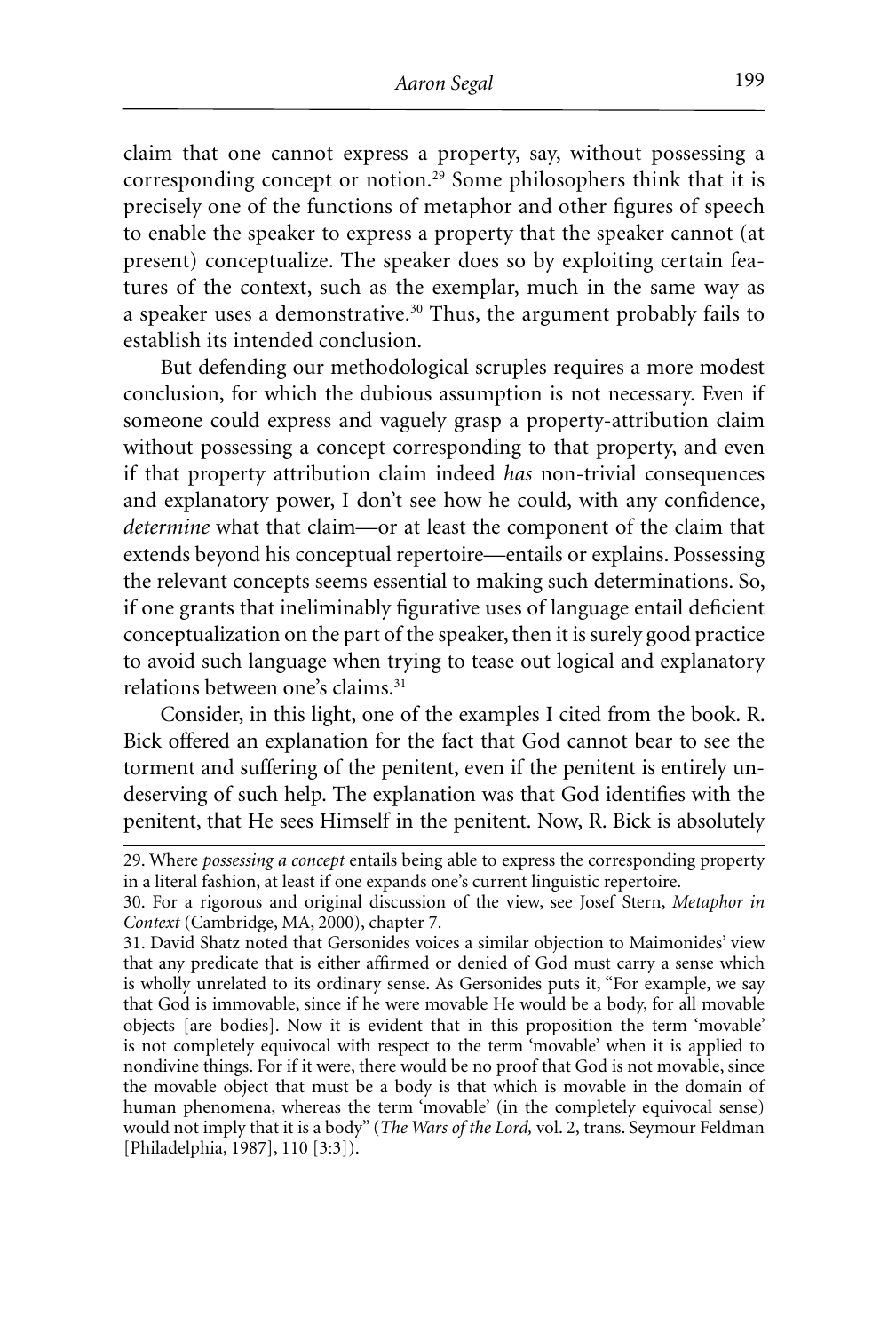claim that one cannot express a property, say, without possessing a corresponding concept or notion.[29] Some philosophers think that it is precisely one of the functions of metaphor and other figures of speech to enable the speaker to express a property that the speaker cannot (at present) conceptualize. The speaker does so by exploiting certain features of the context, such as the exemplar, much in the same way as a speaker uses a demonstrative.[30] Thus, the argument probably fails to establish its intended conclusion.

But defending our methodological scruples requires a more modest conclusion, for which the dubious assumption is not necessary. Even if someone could express and vaguely grasp a property-attribution claim without possessing a concept corresponding to that property, and even if that property attribution claim indeed *has* non-trivial consequences and explanatory power, I don't see how he could, with any confidence, *determine* what that claim—or at least the component of the claim that extends beyond his conceptual repertoire—entails or explains. Possessing the relevant concepts seems essential to making such determinations. So, if one grants that ineliminably figurative uses of language entail deficient conceptualization on the part of the speaker, then it is surely good practice to avoid such language when trying to tease out logical and explanatory relations between one's claims.[31]

Consider, in this light, one of the examples I cited from the book. R. Bick offered an explanation for the fact that God cannot bear to see the torment and suffering of the penitent, even if the penitent is entirely undeserving of such help. The explanation was that God identifies with the penitent, that He sees Himself in the penitent. Now, R. Bick is absolutely

---

29. Where *possessing a concept* entails being able to express the corresponding property in a literal fashion, at least if one expands one's current linguistic repertoire.

30. For a rigorous and original discussion of the view, see Josef Stern, *Metaphor in Context* (Cambridge, MA, 2000), chapter 7.

31. David Shatz noted that Gersonides voices a similar objection to Maimonides' view that any predicate that is either affirmed or denied of God must carry a sense which is wholly unrelated to its ordinary sense. As Gersonides puts it, "For example, we say that God is immovable, since if he were movable He would be a body, for all movable objects [are bodies]. Now it is evident that in this proposition the term 'movable' is not completely equivocal with respect to the term 'movable' when it is applied to nondivine things. For if it were, there would be no proof that God is not movable, since the movable object that must be a body is that which is movable in the domain of human phenomena, whereas the term 'movable' (in the completely equivocal sense) would not imply that it is a body" (*The Wars of the Lord,* vol. 2, trans. Seymour Feldman [Philadelphia, 1987], 110 [3:3]).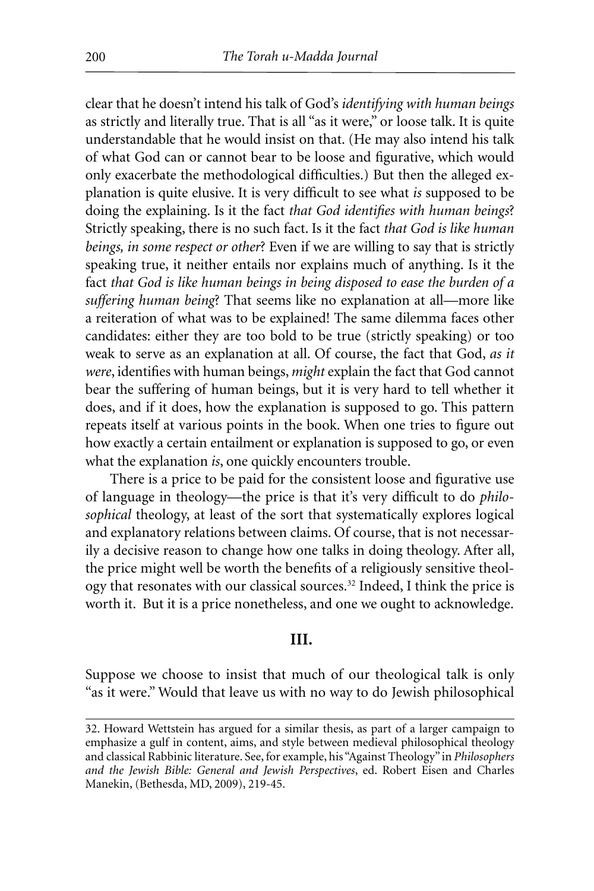clear that he doesn't intend his talk of God's *identifying with human beings* as strictly and literally true. That is all "as it were," or loose talk. It is quite understandable that he would insist on that. (He may also intend his talk of what God can or cannot bear to be loose and figurative, which would only exacerbate the methodological difficulties.) But then the alleged explanation is quite elusive. It is very difficult to see what *is* supposed to be doing the explaining. Is it the fact *that God identifies with human beings*? Strictly speaking, there is no such fact. Is it the fact *that God is like human beings, in some respect or other*? Even if we are willing to say that is strictly speaking true, it neither entails nor explains much of anything. Is it the fact *that God is like human beings in being disposed to ease the burden of a suffering human being*? That seems like no explanation at all—more like a reiteration of what was to be explained! The same dilemma faces other candidates: either they are too bold to be true (strictly speaking) or too weak to serve as an explanation at all. Of course, the fact that God, *as it were*, identifies with human beings, *might* explain the fact that God cannot bear the suffering of human beings, but it is very hard to tell whether it does, and if it does, how the explanation is supposed to go. This pattern repeats itself at various points in the book. When one tries to figure out how exactly a certain entailment or explanation is supposed to go, or even what the explanation *is*, one quickly encounters trouble.

There is a price to be paid for the consistent loose and figurative use of language in theology—the price is that it's very difficult to do *philosophical* theology, at least of the sort that systematically explores logical and explanatory relations between claims. Of course, that is not necessarily a decisive reason to change how one talks in doing theology. After all, the price might well be worth the benefits of a religiously sensitive theology that resonates with our classical sources.[32] Indeed, I think the price is worth it. But it is a price nonetheless, and one we ought to acknowledge.

## III.

Suppose we choose to insist that much of our theological talk is only "as it were." Would that leave us with no way to do Jewish philosophical

---

32. Howard Wettstein has argued for a similar thesis, as part of a larger campaign to emphasize a gulf in content, aims, and style between medieval philosophical theology and classical Rabbinic literature. See, for example, his "Against Theology" in *Philosophers and the Jewish Bible: General and Jewish Perspectives*, ed. Robert Eisen and Charles Manekin, (Bethesda, MD, 2009), 219-45.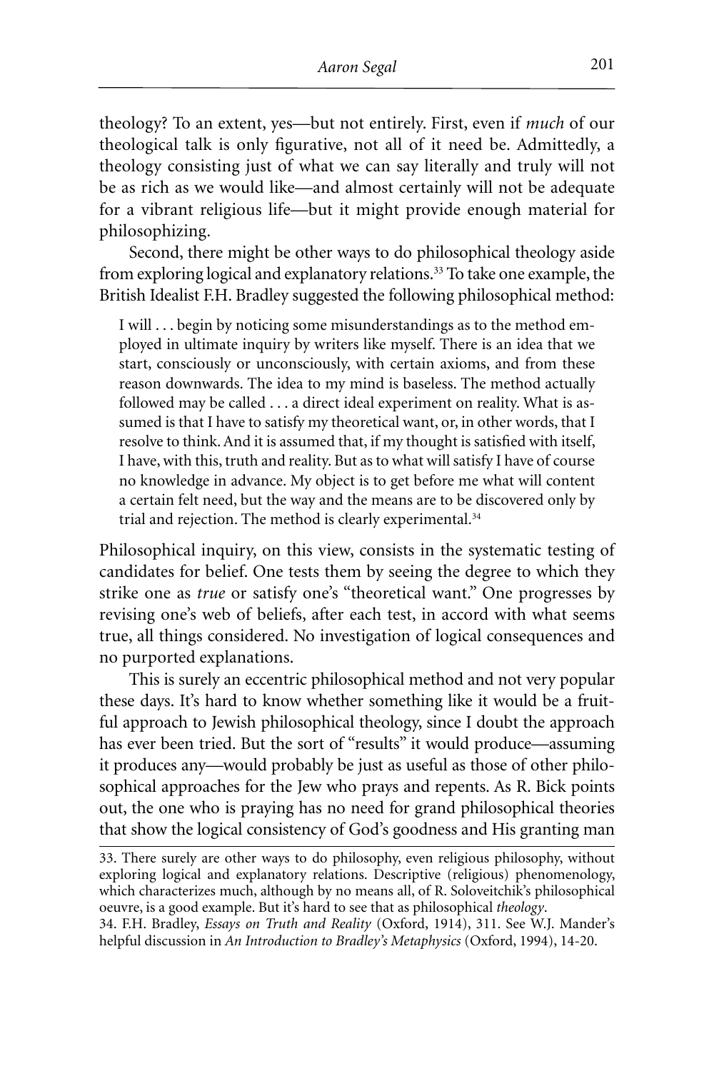theology? To an extent, yes—but not entirely. First, even if *much* of our theological talk is only figurative, not all of it need be. Admittedly, a theology consisting just of what we can say literally and truly will not be as rich as we would like—and almost certainly will not be adequate for a vibrant religious life—but it might provide enough material for philosophizing.

Second, there might be other ways to do philosophical theology aside from exploring logical and explanatory relations.[33] To take one example, the British Idealist F.H. Bradley suggested the following philosophical method:

> I will . . . begin by noticing some misunderstandings as to the method employed in ultimate inquiry by writers like myself. There is an idea that we start, consciously or unconsciously, with certain axioms, and from these reason downwards. The idea to my mind is baseless. The method actually followed may be called . . . a direct ideal experiment on reality. What is assumed is that I have to satisfy my theoretical want, or, in other words, that I resolve to think. And it is assumed that, if my thought is satisfied with itself, I have, with this, truth and reality. But as to what will satisfy I have of course no knowledge in advance. My object is to get before me what will content a certain felt need, but the way and the means are to be discovered only by trial and rejection. The method is clearly experimental.[34]

Philosophical inquiry, on this view, consists in the systematic testing of candidates for belief. One tests them by seeing the degree to which they strike one as *true* or satisfy one's "theoretical want." One progresses by revising one's web of beliefs, after each test, in accord with what seems true, all things considered. No investigation of logical consequences and no purported explanations.

This is surely an eccentric philosophical method and not very popular these days. It's hard to know whether something like it would be a fruitful approach to Jewish philosophical theology, since I doubt the approach has ever been tried. But the sort of "results" it would produce—assuming it produces any—would probably be just as useful as those of other philosophical approaches for the Jew who prays and repents. As R. Bick points out, the one who is praying has no need for grand philosophical theories that show the logical consistency of God's goodness and His granting man

---

33. There surely are other ways to do philosophy, even religious philosophy, without exploring logical and explanatory relations. Descriptive (religious) phenomenology, which characterizes much, although by no means all, of R. Soloveitchik's philosophical oeuvre, is a good example. But it's hard to see that as philosophical *theology*.

34. F.H. Bradley, *Essays on Truth and Reality* (Oxford, 1914), 311. See W.J. Mander's helpful discussion in *An Introduction to Bradley's Metaphysics* (Oxford, 1994), 14-20.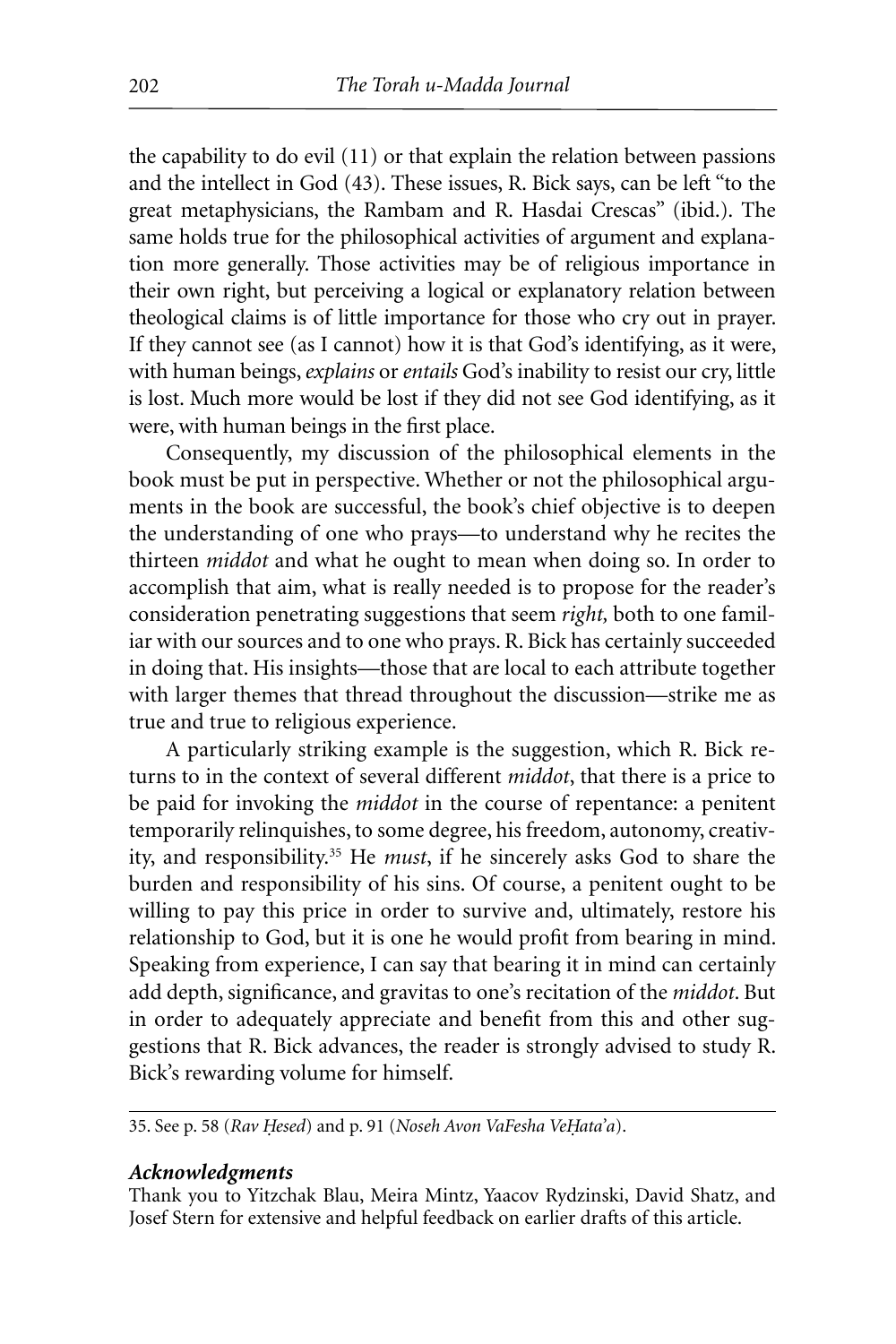the capability to do evil (11) or that explain the relation between passions and the intellect in God (43). These issues, R. Bick says, can be left "to the great metaphysicians, the Rambam and R. Hasdai Crescas" (ibid.). The same holds true for the philosophical activities of argument and explanation more generally. Those activities may be of religious importance in their own right, but perceiving a logical or explanatory relation between theological claims is of little importance for those who cry out in prayer. If they cannot see (as I cannot) how it is that God's identifying, as it were, with human beings, *explains* or *entails* God's inability to resist our cry, little is lost. Much more would be lost if they did not see God identifying, as it were, with human beings in the first place.

Consequently, my discussion of the philosophical elements in the book must be put in perspective. Whether or not the philosophical arguments in the book are successful, the book's chief objective is to deepen the understanding of one who prays—to understand why he recites the thirteen *middot* and what he ought to mean when doing so. In order to accomplish that aim, what is really needed is to propose for the reader's consideration penetrating suggestions that seem *right,* both to one familiar with our sources and to one who prays. R. Bick has certainly succeeded in doing that. His insights—those that are local to each attribute together with larger themes that thread throughout the discussion—strike me as true and true to religious experience.

A particularly striking example is the suggestion, which R. Bick returns to in the context of several different *middot*, that there is a price to be paid for invoking the *middot* in the course of repentance: a penitent temporarily relinquishes, to some degree, his freedom, autonomy, creativity, and responsibility.[35] He *must*, if he sincerely asks God to share the burden and responsibility of his sins. Of course, a penitent ought to be willing to pay this price in order to survive and, ultimately, restore his relationship to God, but it is one he would profit from bearing in mind. Speaking from experience, I can say that bearing it in mind can certainly add depth, significance, and gravitas to one's recitation of the *middot*. But in order to adequately appreciate and benefit from this and other suggestions that R. Bick advances, the reader is strongly advised to study R. Bick's rewarding volume for himself.

35. See p. 58 (*Rav Ḥesed*) and p. 91 (*Noseh Avon VaFesha VeḤata'a*).

### *Acknowledgments*

Thank you to Yitzchak Blau, Meira Mintz, Yaacov Rydzinski, David Shatz, and Josef Stern for extensive and helpful feedback on earlier drafts of this article.